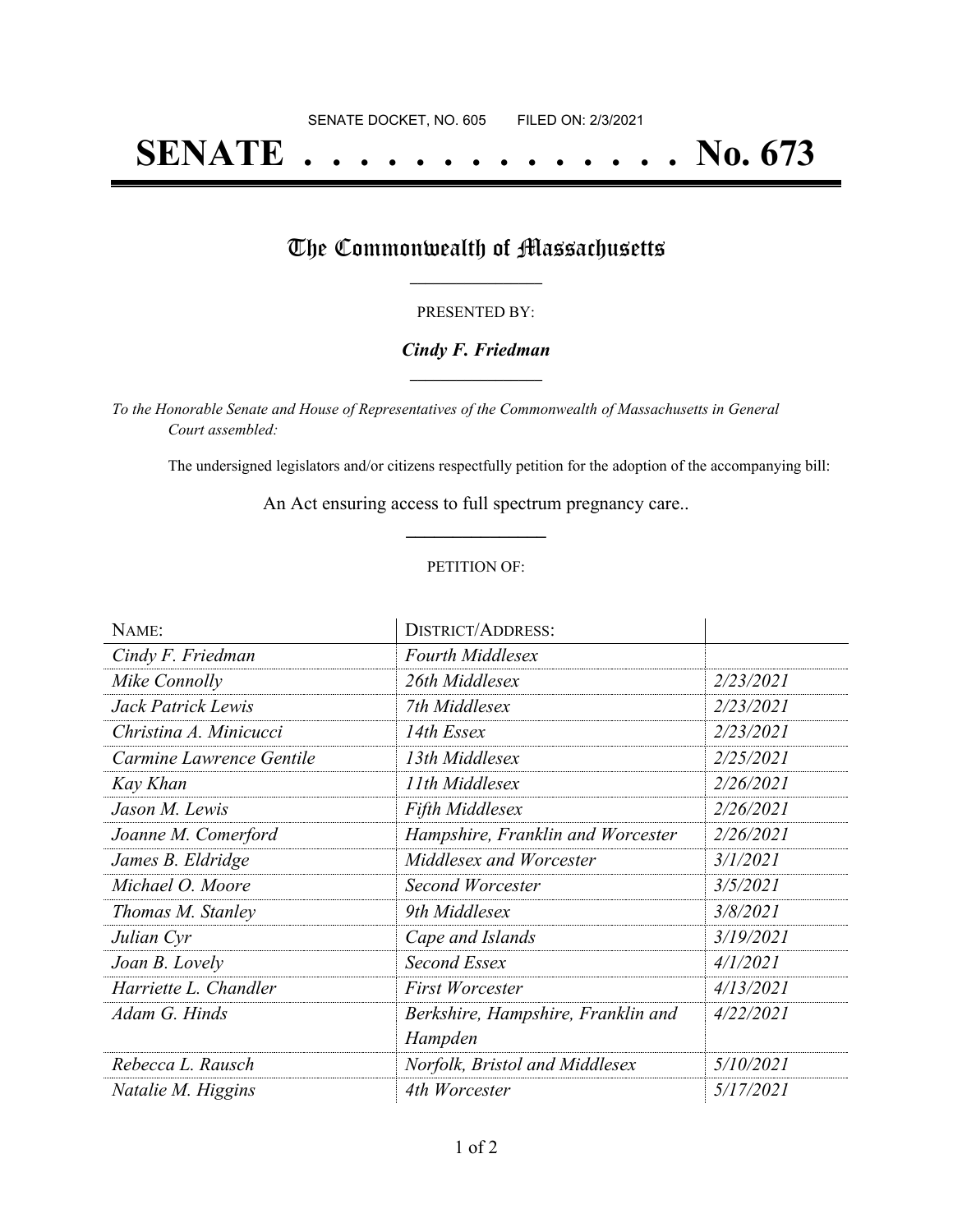SENATE DOCKET, NO. 605        FILED ON: 2/3/2021

# SENATE . . . . . . . . . . . . . . No. 673

## The Commonwealth of Massachusetts

PRESENTED BY:

***Cindy F. Friedman***

*To the Honorable Senate and House of Representatives of the Commonwealth of Massachusetts in General Court assembled:*

The undersigned legislators and/or citizens respectfully petition for the adoption of the accompanying bill:

An Act ensuring access to full spectrum pregnancy care..

PETITION OF:

| NAME: | DISTRICT/ADDRESS: | |
|---|---|---|
| *Cindy F. Friedman* | *Fourth Middlesex* | |
| *Mike Connolly* | *26th Middlesex* | *2/23/2021* |
| *Jack Patrick Lewis* | *7th Middlesex* | *2/23/2021* |
| *Christina A. Minicucci* | *14th Essex* | *2/23/2021* |
| *Carmine Lawrence Gentile* | *13th Middlesex* | *2/25/2021* |
| *Kay Khan* | *11th Middlesex* | *2/26/2021* |
| *Jason M. Lewis* | *Fifth Middlesex* | *2/26/2021* |
| *Joanne M. Comerford* | *Hampshire, Franklin and Worcester* | *2/26/2021* |
| *James B. Eldridge* | *Middlesex and Worcester* | *3/1/2021* |
| *Michael O. Moore* | *Second Worcester* | *3/5/2021* |
| *Thomas M. Stanley* | *9th Middlesex* | *3/8/2021* |
| *Julian Cyr* | *Cape and Islands* | *3/19/2021* |
| *Joan B. Lovely* | *Second Essex* | *4/1/2021* |
| *Harriette L. Chandler* | *First Worcester* | *4/13/2021* |
| *Adam G. Hinds* | *Berkshire, Hampshire, Franklin and Hampden* | *4/22/2021* |
| *Rebecca L. Rausch* | *Norfolk, Bristol and Middlesex* | *5/10/2021* |
| *Natalie M. Higgins* | *4th Worcester* | *5/17/2021* |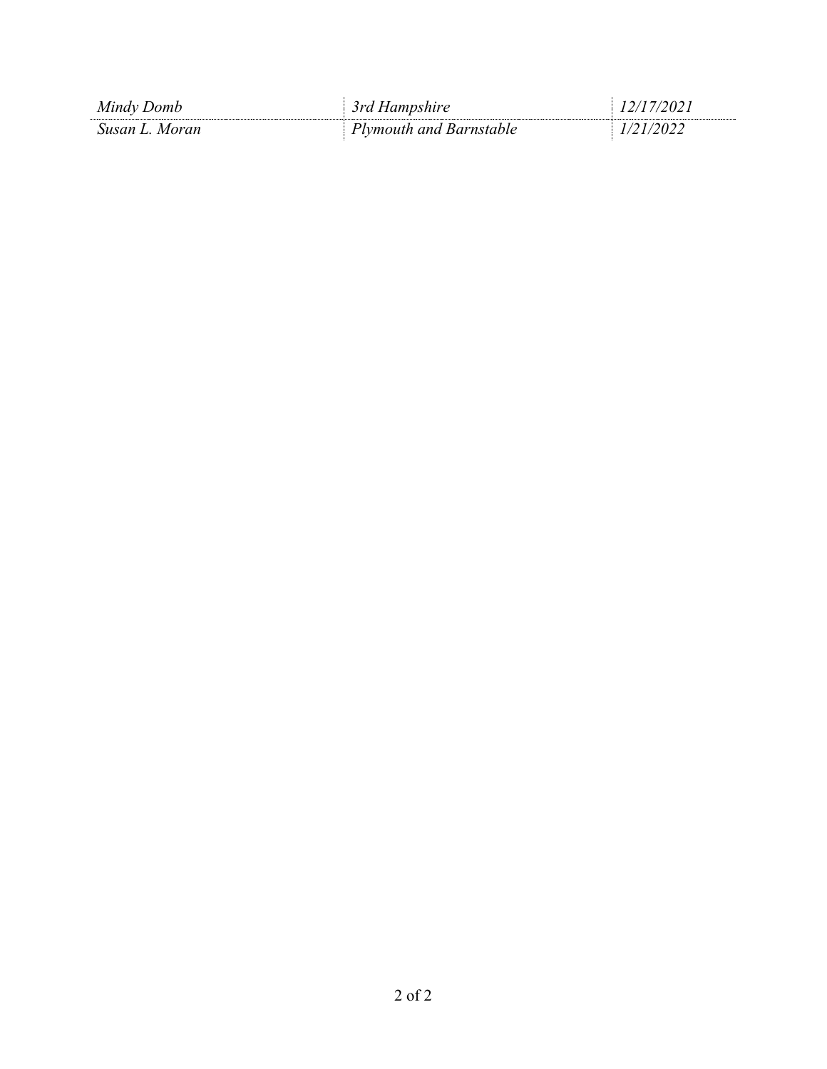| | | |
|---|---|---|
| *Mindy Domb* | *3rd Hampshire* | *12/17/2021* |
| *Susan L. Moran* | *Plymouth and Barnstable* | *1/21/2022* |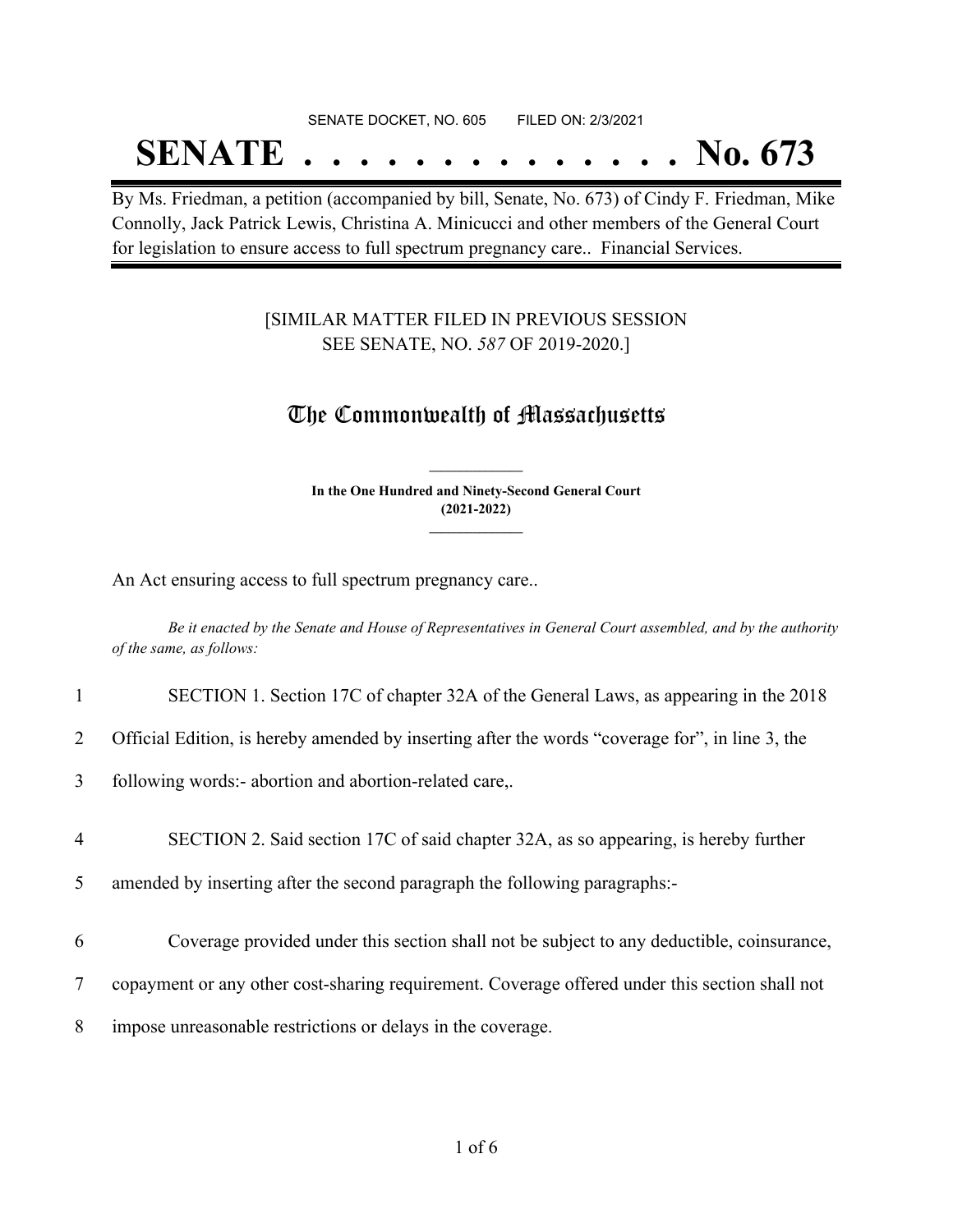SENATE DOCKET, NO. 605        FILED ON: 2/3/2021

# SENATE . . . . . . . . . . . . . . No. 673

By Ms. Friedman, a petition (accompanied by bill, Senate, No. 673) of Cindy F. Friedman, Mike Connolly, Jack Patrick Lewis, Christina A. Minicucci and other members of the General Court for legislation to ensure access to full spectrum pregnancy care.. Financial Services.

[SIMILAR MATTER FILED IN PREVIOUS SESSION
SEE SENATE, NO. *587* OF 2019-2020.]

## The Commonwealth of Massachusetts

**In the One Hundred and Ninety-Second General Court**
**(2021-2022)**

An Act ensuring access to full spectrum pregnancy care..

*Be it enacted by the Senate and House of Representatives in General Court assembled, and by the authority of the same, as follows:*

1 SECTION 1. Section 17C of chapter 32A of the General Laws, as appearing in the 2018
2 Official Edition, is hereby amended by inserting after the words "coverage for", in line 3, the
3 following words:- abortion and abortion-related care,.

4 SECTION 2. Said section 17C of said chapter 32A, as so appearing, is hereby further
5 amended by inserting after the second paragraph the following paragraphs:-

6 Coverage provided under this section shall not be subject to any deductible, coinsurance,
7 copayment or any other cost-sharing requirement. Coverage offered under this section shall not
8 impose unreasonable restrictions or delays in the coverage.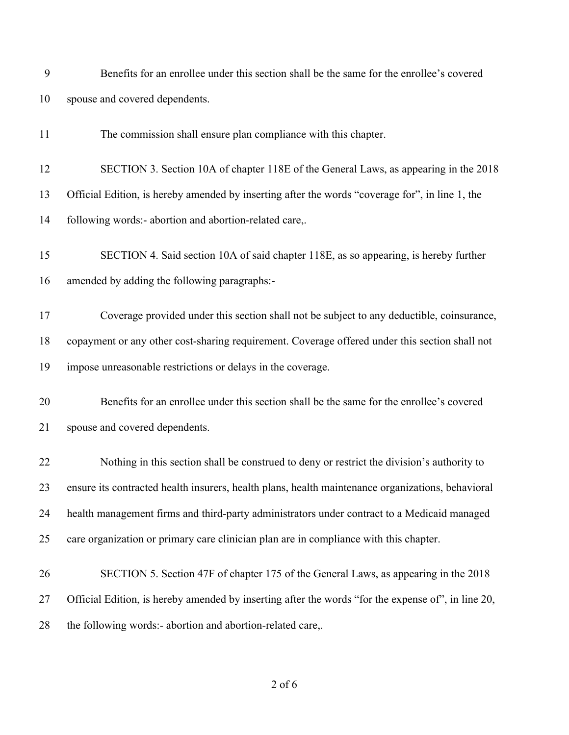Benefits for an enrollee under this section shall be the same for the enrollee's covered spouse and covered dependents.

The commission shall ensure plan compliance with this chapter.

SECTION 3. Section 10A of chapter 118E of the General Laws, as appearing in the 2018 Official Edition, is hereby amended by inserting after the words "coverage for", in line 1, the following words:- abortion and abortion-related care,.

SECTION 4. Said section 10A of said chapter 118E, as so appearing, is hereby further amended by adding the following paragraphs:-

Coverage provided under this section shall not be subject to any deductible, coinsurance, copayment or any other cost-sharing requirement. Coverage offered under this section shall not impose unreasonable restrictions or delays in the coverage.

Benefits for an enrollee under this section shall be the same for the enrollee's covered spouse and covered dependents.

Nothing in this section shall be construed to deny or restrict the division's authority to ensure its contracted health insurers, health plans, health maintenance organizations, behavioral health management firms and third-party administrators under contract to a Medicaid managed care organization or primary care clinician plan are in compliance with this chapter.

SECTION 5. Section 47F of chapter 175 of the General Laws, as appearing in the 2018 Official Edition, is hereby amended by inserting after the words "for the expense of", in line 20, the following words:- abortion and abortion-related care,.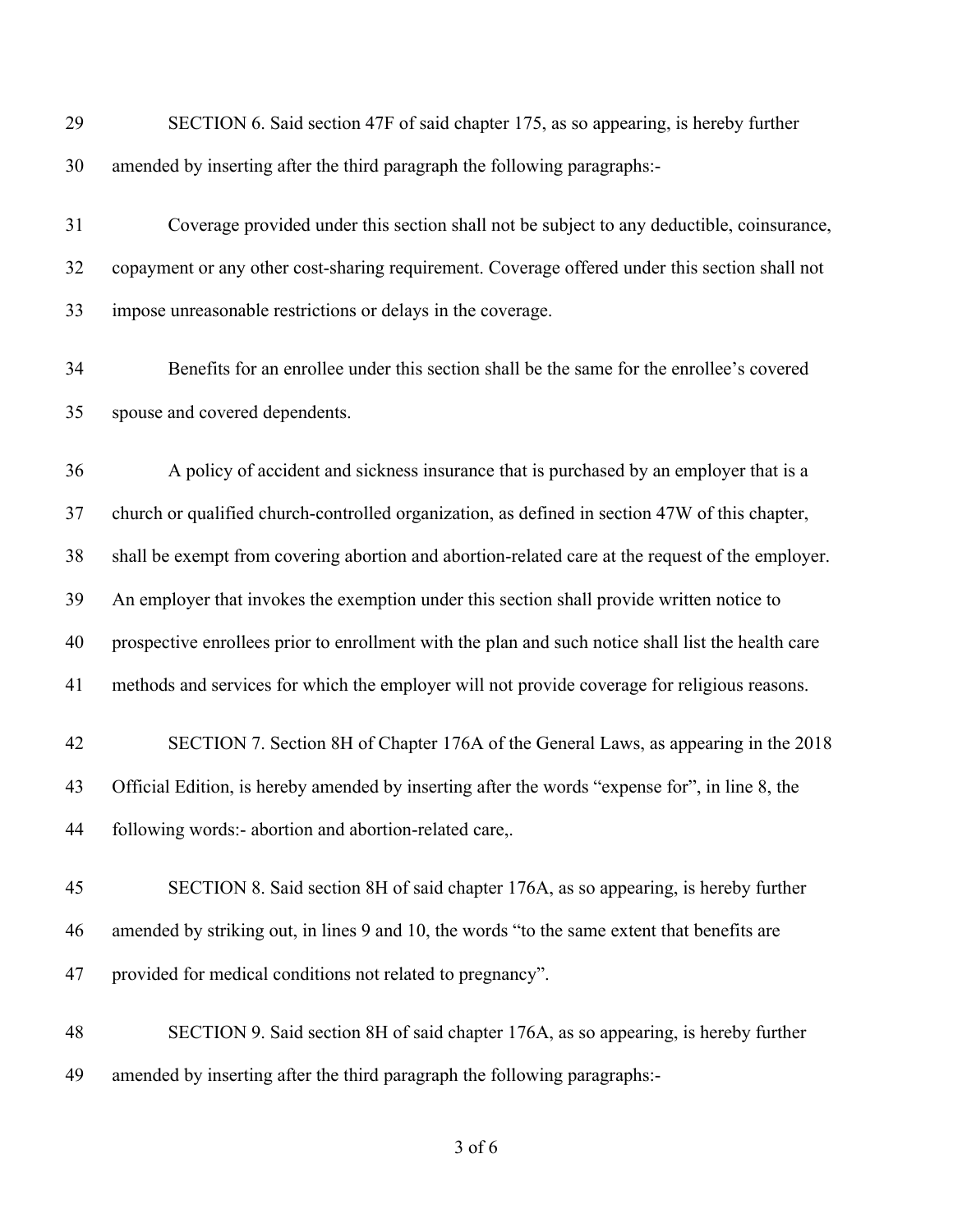SECTION 6. Said section 47F of said chapter 175, as so appearing, is hereby further amended by inserting after the third paragraph the following paragraphs:-

Coverage provided under this section shall not be subject to any deductible, coinsurance, copayment or any other cost-sharing requirement. Coverage offered under this section shall not impose unreasonable restrictions or delays in the coverage.

Benefits for an enrollee under this section shall be the same for the enrollee's covered spouse and covered dependents.

A policy of accident and sickness insurance that is purchased by an employer that is a church or qualified church-controlled organization, as defined in section 47W of this chapter, shall be exempt from covering abortion and abortion-related care at the request of the employer. An employer that invokes the exemption under this section shall provide written notice to prospective enrollees prior to enrollment with the plan and such notice shall list the health care methods and services for which the employer will not provide coverage for religious reasons.

SECTION 7. Section 8H of Chapter 176A of the General Laws, as appearing in the 2018 Official Edition, is hereby amended by inserting after the words "expense for", in line 8, the following words:- abortion and abortion-related care,.

SECTION 8. Said section 8H of said chapter 176A, as so appearing, is hereby further amended by striking out, in lines 9 and 10, the words "to the same extent that benefits are provided for medical conditions not related to pregnancy".

SECTION 9. Said section 8H of said chapter 176A, as so appearing, is hereby further amended by inserting after the third paragraph the following paragraphs:-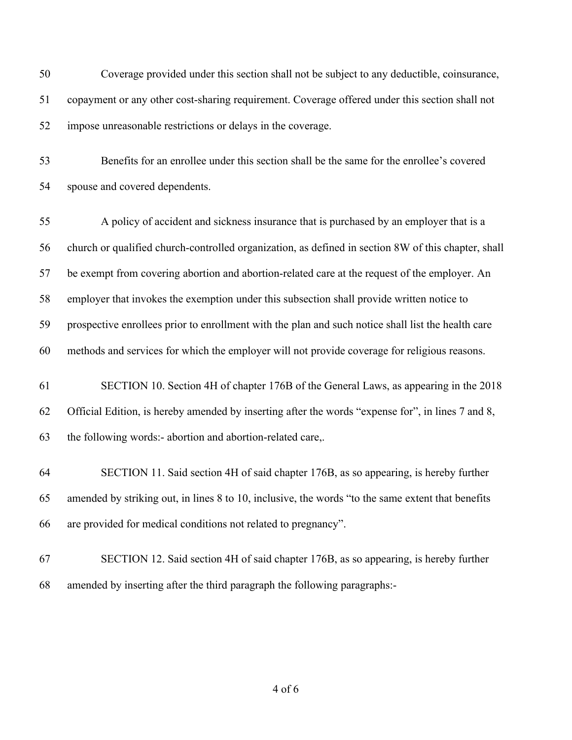Coverage provided under this section shall not be subject to any deductible, coinsurance, copayment or any other cost-sharing requirement. Coverage offered under this section shall not impose unreasonable restrictions or delays in the coverage.

Benefits for an enrollee under this section shall be the same for the enrollee's covered spouse and covered dependents.

A policy of accident and sickness insurance that is purchased by an employer that is a church or qualified church-controlled organization, as defined in section 8W of this chapter, shall be exempt from covering abortion and abortion-related care at the request of the employer. An employer that invokes the exemption under this subsection shall provide written notice to prospective enrollees prior to enrollment with the plan and such notice shall list the health care methods and services for which the employer will not provide coverage for religious reasons.

SECTION 10. Section 4H of chapter 176B of the General Laws, as appearing in the 2018 Official Edition, is hereby amended by inserting after the words "expense for", in lines 7 and 8, the following words:- abortion and abortion-related care,.

SECTION 11. Said section 4H of said chapter 176B, as so appearing, is hereby further amended by striking out, in lines 8 to 10, inclusive, the words "to the same extent that benefits are provided for medical conditions not related to pregnancy".

SECTION 12. Said section 4H of said chapter 176B, as so appearing, is hereby further amended by inserting after the third paragraph the following paragraphs:-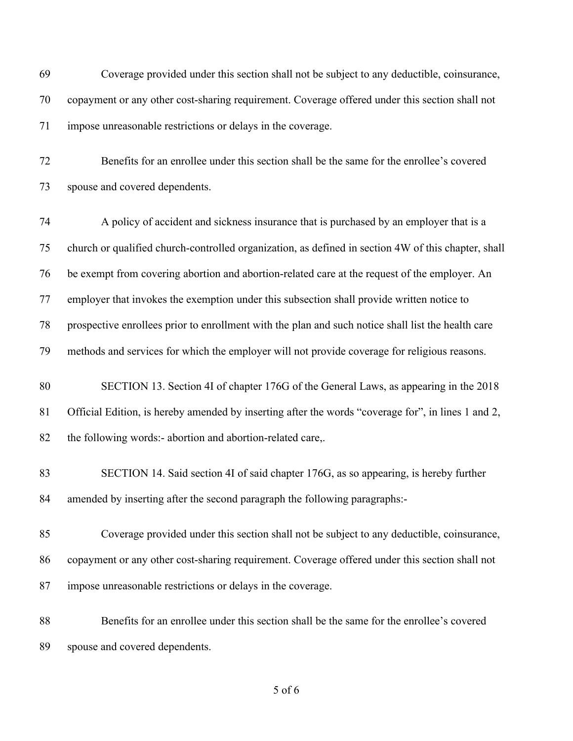Coverage provided under this section shall not be subject to any deductible, coinsurance, copayment or any other cost-sharing requirement. Coverage offered under this section shall not impose unreasonable restrictions or delays in the coverage.

Benefits for an enrollee under this section shall be the same for the enrollee's covered spouse and covered dependents.

A policy of accident and sickness insurance that is purchased by an employer that is a church or qualified church-controlled organization, as defined in section 4W of this chapter, shall be exempt from covering abortion and abortion-related care at the request of the employer. An employer that invokes the exemption under this subsection shall provide written notice to prospective enrollees prior to enrollment with the plan and such notice shall list the health care methods and services for which the employer will not provide coverage for religious reasons.

SECTION 13. Section 4I of chapter 176G of the General Laws, as appearing in the 2018 Official Edition, is hereby amended by inserting after the words "coverage for", in lines 1 and 2, the following words:- abortion and abortion-related care,.

SECTION 14. Said section 4I of said chapter 176G, as so appearing, is hereby further amended by inserting after the second paragraph the following paragraphs:-

Coverage provided under this section shall not be subject to any deductible, coinsurance, copayment or any other cost-sharing requirement. Coverage offered under this section shall not impose unreasonable restrictions or delays in the coverage.

Benefits for an enrollee under this section shall be the same for the enrollee's covered spouse and covered dependents.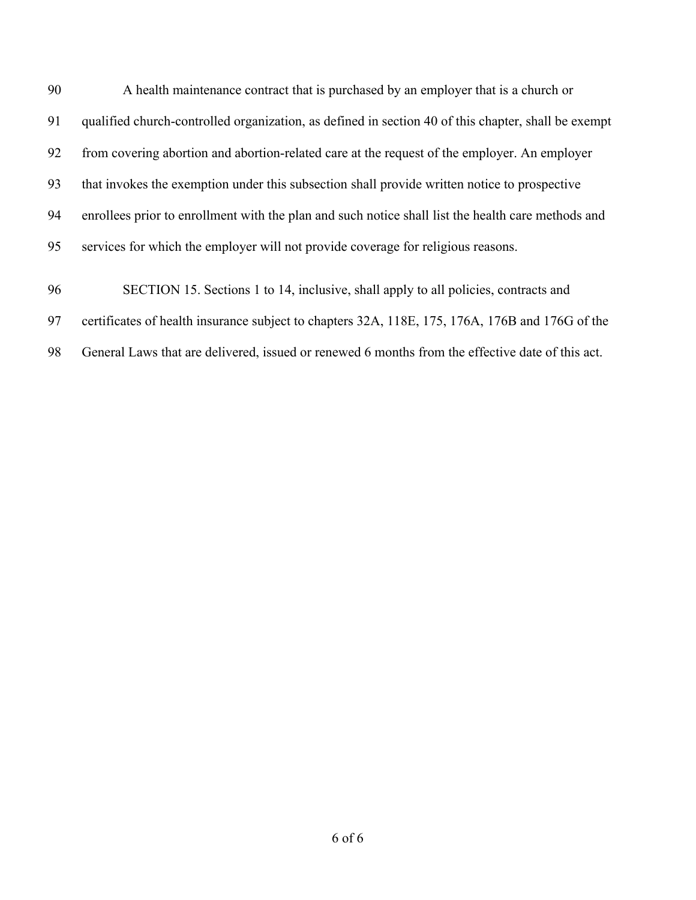A health maintenance contract that is purchased by an employer that is a church or qualified church-controlled organization, as defined in section 40 of this chapter, shall be exempt from covering abortion and abortion-related care at the request of the employer. An employer that invokes the exemption under this subsection shall provide written notice to prospective enrollees prior to enrollment with the plan and such notice shall list the health care methods and services for which the employer will not provide coverage for religious reasons.

SECTION 15. Sections 1 to 14, inclusive, shall apply to all policies, contracts and certificates of health insurance subject to chapters 32A, 118E, 175, 176A, 176B and 176G of the General Laws that are delivered, issued or renewed 6 months from the effective date of this act.